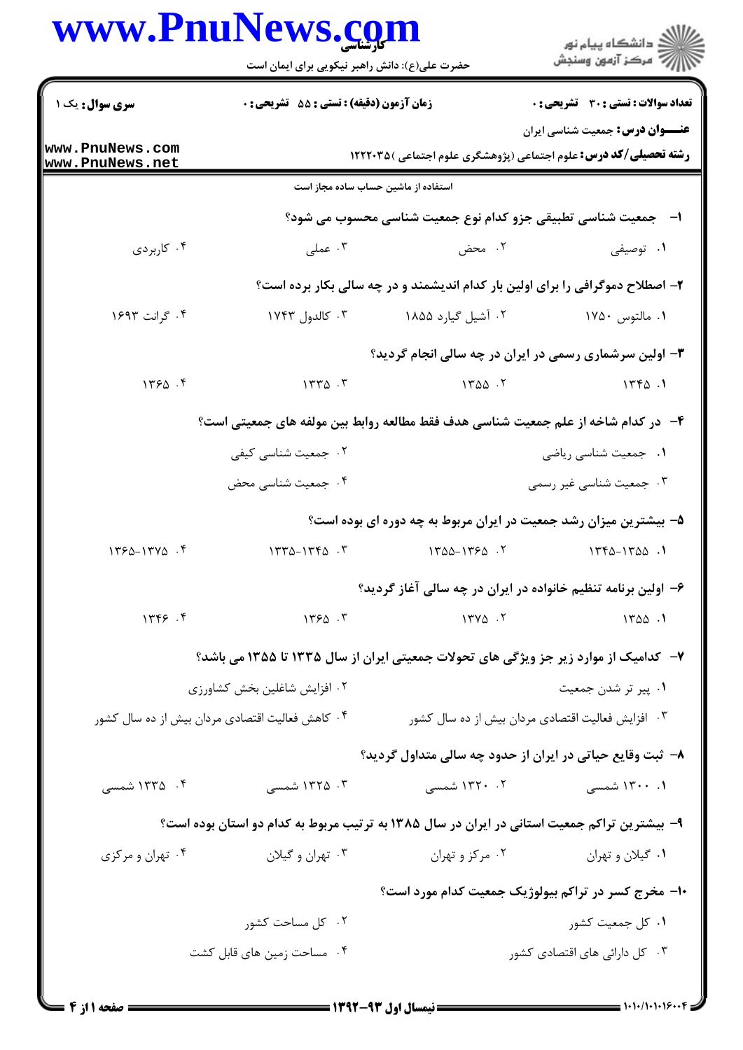**کارشناسی**

حضرت علی(ع): دانش راهبر نیکویی برای ایمان است

دانشگاه پیام نور
مرکز آزمون وسنجش

**سری سوال:** یک ۱ | **زمان آزمون (دقیقه) : تستی : ۵۵ تشریحی : ۰** | **تعداد سوالات : تستی : ۳۰ تشریحی : ۰**

**عنـــوان درس:** جمعیت شناسی ایران

**رشته تحصیلی/کد درس:** علوم اجتماعی (پژوهشگری علوم اجتماعی )۱۲۲۲۰۳۵

استفاده از ماشین حساب ساده مجاز است

**۱- جمعیت شناسی تطبیقی جزو کدام نوع جمعیت شناسی محسوب می شود؟**

۱. توصیفی
۲. محض
۳. عملی
۴. کاربردی

**۲- اصطلاح دموگرافی را برای اولین بار کدام اندیشمند و در چه سالی بکار برده است؟**

۱. مالتوس ۱۷۵۰
۲. آشیل گیارد ۱۸۵۵
۳. کالدول ۱۷۴۳
۴. گرانت ۱۶۹۳

**۳- اولین سرشماری رسمی در ایران در چه سالی انجام گردید؟**

۱. ۱۳۴۵
۲. ۱۳۵۵
۳. ۱۳۳۵
۴. ۱۳۶۵

**۴- در کدام شاخه از علم جمعیت شناسی هدف فقط مطالعه روابط بین مولفه های جمعیتی است؟**

۱. جمعیت شناسی ریاضی
۲. جمعیت شناسی کیفی
۳. جمعیت شناسی غیر رسمی
۴. جمعیت شناسی محض

**۵- بیشترین میزان رشد جمعیت در ایران مربوط به چه دوره ای بوده است؟**

۱. ۱۳۵۵-۱۳۴۵
۲. ۱۳۶۵-۱۳۵۵
۳. ۱۳۴۵-۱۳۳۵
۴. ۱۳۷۵-۱۳۶۵

**۶- اولین برنامه تنظیم خانواده در ایران در چه سالی آغاز گردید؟**

۱. ۱۳۵۵
۲. ۱۳۷۵
۳. ۱۳۶۵
۴. ۱۳۴۶

**۷- کدامیک از موارد زیر جز ویژگی های تحولات جمعیتی ایران از سال ۱۳۳۵ تا ۱۳۵۵ می باشد؟**

۱. پیر تر شدن جمعیت
۲. افزایش شاغلین بخش کشاورزی
۳. افزایش فعالیت اقتصادی مردان بیش از ده سال کشور
۴. کاهش فعالیت اقتصادی مردان بیش از ده سال کشور

**۸- ثبت وقایع حیاتی در ایران از حدود چه سالی متداول گردید؟**

۱. ۱۳۰۰ شمسی
۲. ۱۳۲۰ شمسی
۳. ۱۳۲۵ شمسی
۴. ۱۳۳۵ شمسی

**۹- بیشترین تراکم جمعیت استانی در ایران در سال ۱۳۸۵ به ترتیب مربوط به کدام دو استان بوده است؟**

۱. گیلان و تهران
۲. مرکز و تهران
۳. تهران و گیلان
۴. تهران و مرکزی

**۱۰- مخرج کسر در تراکم بیولوژیک جمعیت کدام مورد است؟**

۱. کل جمعیت کشور
۲. کل مساحت کشور
۳. کل دارائی های اقتصادی کشور
۴. مساحت زمین های قابل کشت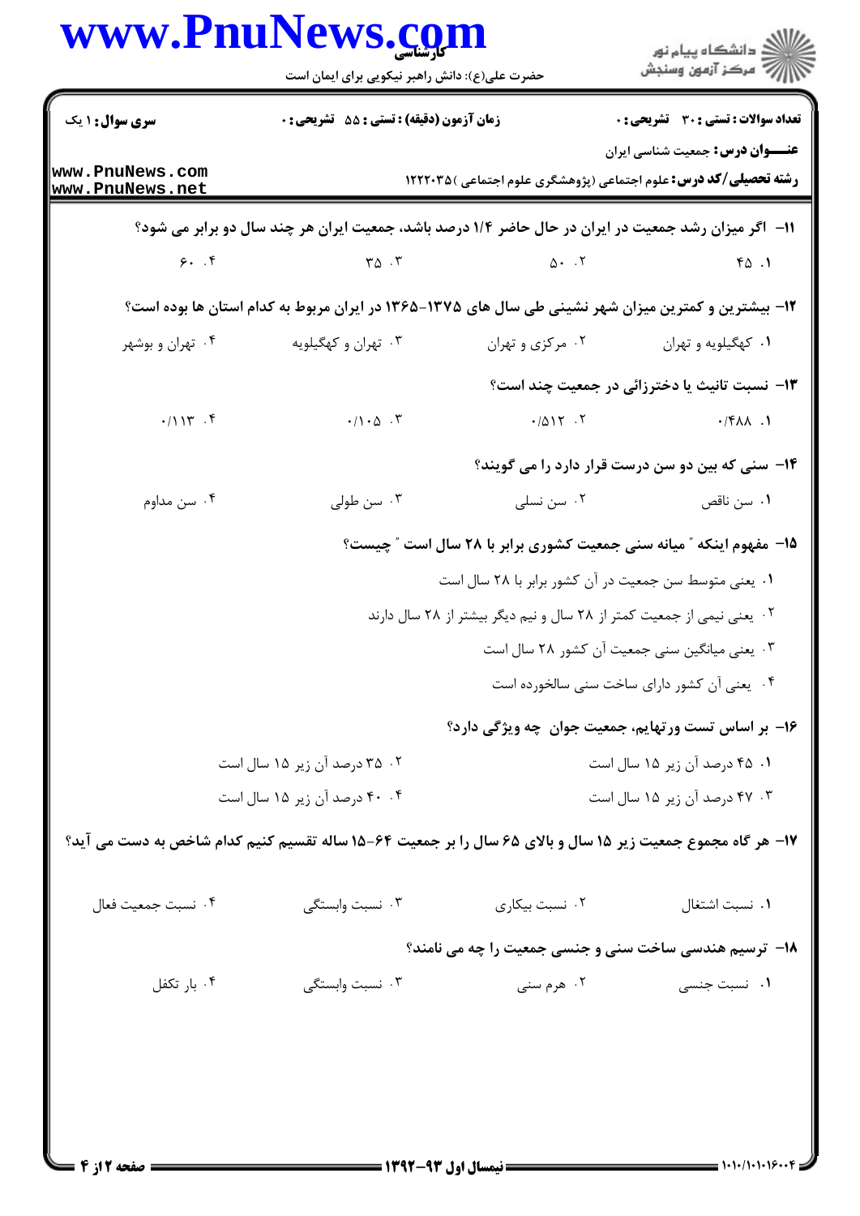۱۱- اگر میزان رشد جمعیت در ایران در حال حاضر ۱/۴ درصد باشد، جمعیت ایران هر چند سال دو برابر می شود؟

۱. ۴۵
۲. ۵۰
۳. ۳۵
۴. ۶۰

۱۲- بیشترین و کمترین میزان شهر نشینی طی سال های ۱۳۷۵-۱۳۶۵ در ایران مربوط به کدام استان ها بوده است؟

۱. کهگیلویه و تهران
۲. مرکزی و تهران
۳. تهران و کهگیلویه
۴. تهران و بوشهر

۱۳- نسبت تانیث یا دخترزائی در جمعیت چند است؟

۱. ۰/۴۸۸
۲. ۰/۵۱۲
۳. ۰/۱۰۵
۴. ۰/۱۱۳

۱۴- سنی که بین دو سن درست قرار دارد را می گویند؟

۱. سن ناقص
۲. سن نسلی
۳. سن طولی
۴. سن مداوم

۱۵- مفهوم اینکه " میانه سنی جمعیت کشوری برابر با ۲۸ سال است " چیست؟

۱. یعنی متوسط سن جمعیت در آن کشور برابر با ۲۸ سال است
۲. یعنی نیمی از جمعیت کمتر از ۲۸ سال و نیم دیگر بیشتر از ۲۸ سال دارند
۳. یعنی میانگین سنی جمعیت آن کشور ۲۸ سال است
۴. یعنی آن کشور دارای ساخت سنی سالخورده است

۱۶- بر اساس تست ورتهایم، جمعیت جوان چه ویژگی دارد؟

۱. ۴۵ درصد آن زیر ۱۵ سال است
۲. ۳۵ درصد آن زیر ۱۵ سال است
۳. ۴۷ درصد آن زیر ۱۵ سال است
۴. ۴۰ درصد آن زیر ۱۵ سال است

۱۷- هر گاه مجموع جمعیت زیر ۱۵ سال و بالای ۶۵ سال را بر جمعیت ۶۴-۱۵ ساله تقسیم کنیم کدام شاخص به دست می آید؟

۱. نسبت اشتغال
۲. نسبت بیکاری
۳. نسبت وابستگی
۴. نسبت جمعیت فعال

۱۸- ترسیم هندسی ساخت سنی و جنسی جمعیت را چه می نامند؟

۱. نسبت جنسی
۲. هرم سنی
۳. نسبت وابستگی
۴. بار تکفل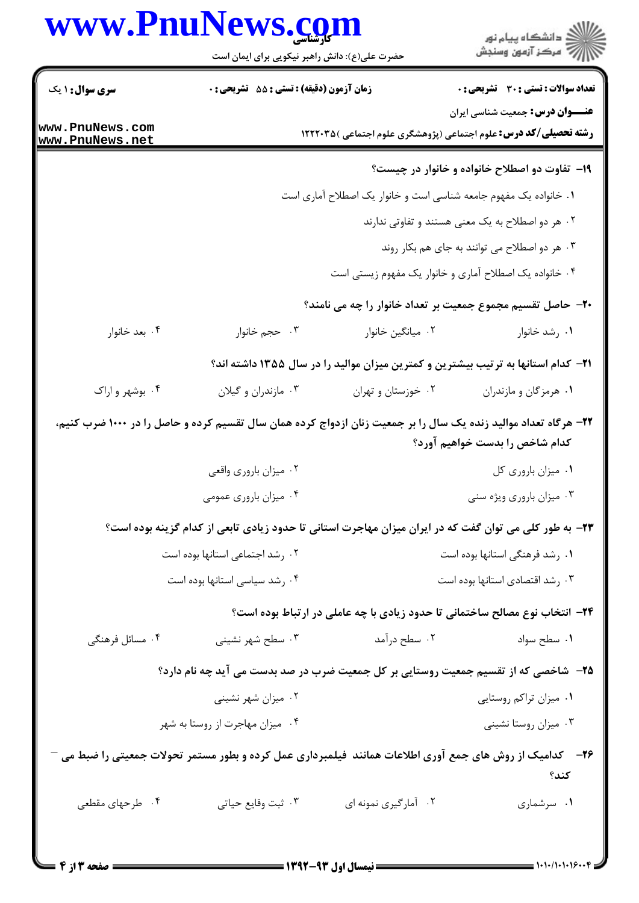**سری سوال:** ۱ یک | **زمان آزمون (دقیقه) : تستی :** ۵۵ **تشریحی :** ۰ | **تعداد سوالات : تستی :** ۳۰ **تشریحی :** ۰

**عنـــوان درس:** جمعیت شناسی ایران

**رشته تحصیلی/کد درس:** علوم اجتماعی (پژوهشگری علوم اجتماعی )۱۲۲۲۰۳۵

۱۹- تفاوت دو اصطلاح خانواده و خانوار در چیست؟

۱. خانواده یک مفهوم جامعه شناسی است و خانوار یک اصطلاح آماری است

۲. هر دو اصطلاح به یک معنی هستند و تفاوتی ندارند

۳. هر دو اصطلاح می توانند به جای هم بکار روند

۴. خانواده یک اصطلاح آماری و خانوار یک مفهوم زیستی است

۲۰- حاصل تقسیم مجموع جمعیت بر تعداد خانوار را چه می نامند؟

۱. رشد خانوار ۲. میانگین خانوار ۳. حجم خانوار ۴. بعد خانوار

۲۱- کدام استانها به ترتیب بیشترین و کمترین میزان موالید را در سال ۱۳۵۵ داشته اند؟

۱. هرمزگان و مازندران ۲. خوزستان و تهران ۳. مازندران و گیلان ۴. بوشهر و اراک

۲۲- هرگاه تعداد موالید زنده یک سال را بر جمعیت زنان ازدواج کرده همان سال تقسیم کرده و حاصل را در ۱۰۰۰ ضرب کنیم، کدام شاخص را بدست خواهیم آورد؟

۱. میزان باروری کل

۲. میزان باروری واقعی

۳. میزان باروری ویژه سنی

۴. میزان باروری عمومی

۲۳- به طور کلی می توان گفت که در ایران میزان مهاجرت استانی تا حدود زیادی تابعی از کدام گزینه بوده است؟

۱. رشد فرهنگی استانها بوده است

۲. رشد اجتماعی استانها بوده است

۳. رشد اقتصادی استانها بوده است

۴. رشد سیاسی استانها بوده است

۲۴- انتخاب نوع مصالح ساختمانی تا حدود زیادی با چه عاملی در ارتباط بوده است؟

۱. سطح سواد ۲. سطح درآمد ۳. سطح شهر نشینی ۴. مسائل فرهنگی

۲۵- شاخصی که از تقسیم جمعیت روستایی بر کل جمعیت ضرب در صد بدست می آید چه نام دارد؟

۱. میزان تراکم روستایی

۲. میزان شهر نشینی

۳. میزان روستا نشینی

۴. میزان مهاجرت از روستا به شهر

۲۶- کدامیک از روش های جمع آوری اطلاعات همانند فیلمبرداری عمل کرده و بطور مستمر تحولات جمعیتی را ضبط می کند؟

۱. سرشماری ۲. آمارگیری نمونه ای ۳. ثبت وقایع حیاتی ۴. طرحهای مقطعی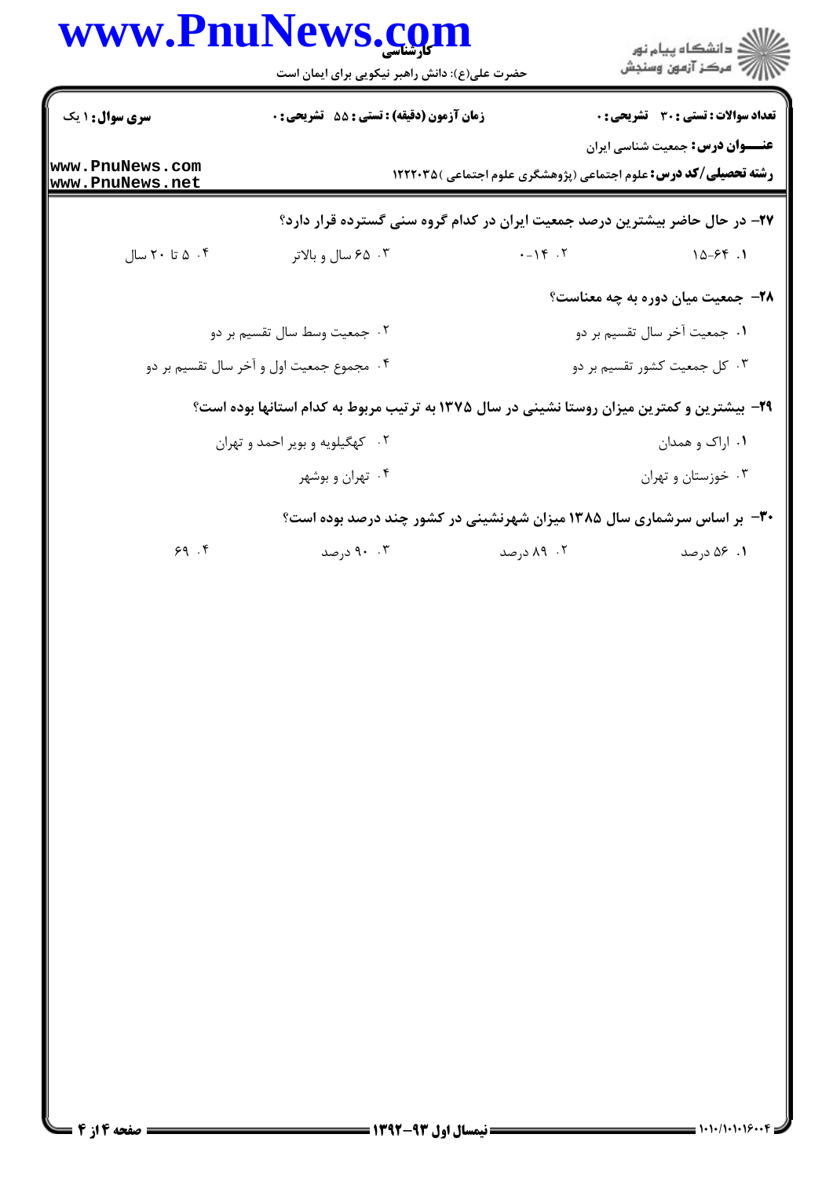**۲۷- در حال حاضر بیشترین درصد جمعیت ایران در کدام گروه سنی گسترده قرار دارد؟**

۱. ۶۴-۱۵
۲. ۱۴-۰
۳. ۶۵ سال و بالاتر
۴. ۵ تا ۲۰ سال

**۲۸- جمعیت میان دوره به چه معناست؟**

۱. جمعیت آخر سال تقسیم بر دو
۲. جمعیت وسط سال تقسیم بر دو
۳. کل جمعیت کشور تقسیم بر دو
۴. مجموع جمعیت اول و آخر سال تقسیم بر دو

**۲۹- بیشترین و کمترین میزان روستا نشینی در سال ۱۳۷۵ به ترتیب مربوط به کدام استانها بوده است؟**

۱. اراک و همدان
۲. کهگیلویه و بویر احمد و تهران
۳. خوزستان و تهران
۴. تهران و بوشهر

**۳۰- بر اساس سرشماری سال ۱۳۸۵ میزان شهرنشینی در کشور چند درصد بوده است؟**

۱. ۵۶ درصد
۲. ۸۹ درصد
۳. ۹۰ درصد
۴. ۶۹